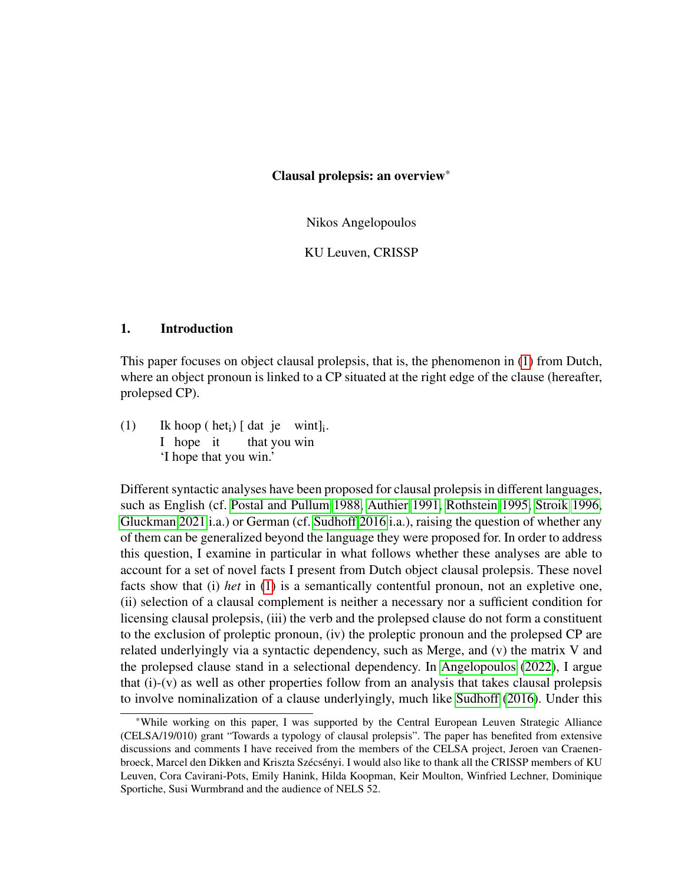# Clausal prolepsis: an overview*

Nikos Angelopoulos

KU Leuven, CRISSP

## 1. Introduction

This paper focuses on object clausal prolepsis, that is, the phenomenon in (1) from Dutch, where an object pronoun is linked to a CP situated at the right edge of the clause (hereafter, prolepsed CP).

(1) Ik hoop ( het$_i$) [ dat je wint]$_i$.
I hope it that you win
'I hope that you win.'

Different syntactic analyses have been proposed for clausal prolepsis in different languages, such as English (cf. Postal and Pullum 1988, Authier 1991, Rothstein 1995, Stroik 1996, Gluckman 2021 i.a.) or German (cf. Sudhoff 2016 i.a.), raising the question of whether any of them can be generalized beyond the language they were proposed for. In order to address this question, I examine in particular in what follows whether these analyses are able to account for a set of novel facts I present from Dutch object clausal prolepsis. These novel facts show that (i) *het* in (1) is a semantically contentful pronoun, not an expletive one, (ii) selection of a clausal complement is neither a necessary nor a sufficient condition for licensing clausal prolepsis, (iii) the verb and the prolepsed clause do not form a constituent to the exclusion of proleptic pronoun, (iv) the proleptic pronoun and the prolepsed CP are related underlyingly via a syntactic dependency, such as Merge, and (v) the matrix V and the prolepsed clause stand in a selectional dependency. In Angelopoulos (2022), I argue that (i)-(v) as well as other properties follow from an analysis that takes clausal prolepsis to involve nominalization of a clause underlyingly, much like Sudhoff (2016). Under this

*While working on this paper, I was supported by the Central European Leuven Strategic Alliance (CELSA/19/010) grant "Towards a typology of clausal prolepsis". The paper has benefited from extensive discussions and comments I have received from the members of the CELSA project, Jeroen van Craenenbroeck, Marcel den Dikken and Kriszta Szécsényi. I would also like to thank all the CRISSP members of KU Leuven, Cora Cavirani-Pots, Emily Hanink, Hilda Koopman, Keir Moulton, Winfried Lechner, Dominique Sportiche, Susi Wurmbrand and the audience of NELS 52.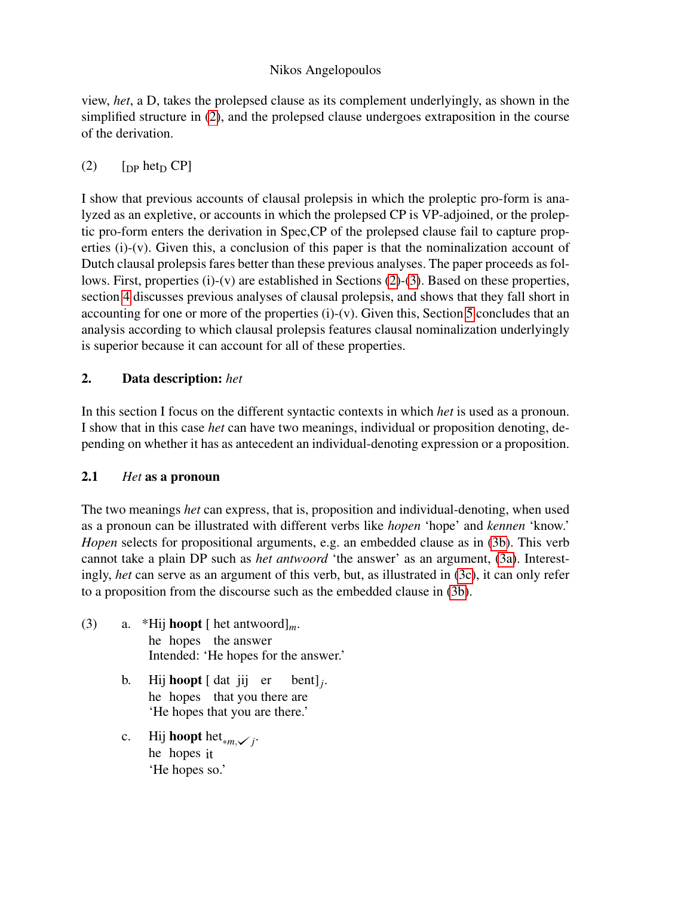view, *het*, a D, takes the prolepsed clause as its complement underlyingly, as shown in the simplified structure in (2), and the prolepsed clause undergoes extraposition in the course of the derivation.

(2) $[_{DP}$ het$_D$ CP$]$

I show that previous accounts of clausal prolepsis in which the proleptic pro-form is analyzed as an expletive, or accounts in which the prolepsed CP is VP-adjoined, or the proleptic pro-form enters the derivation in Spec,CP of the prolepsed clause fail to capture properties (i)-(v). Given this, a conclusion of this paper is that the nominalization account of Dutch clausal prolepsis fares better than these previous analyses. The paper proceeds as follows. First, properties (i)-(v) are established in Sections (2)-(3). Based on these properties, section 4 discusses previous analyses of clausal prolepsis, and shows that they fall short in accounting for one or more of the properties (i)-(v). Given this, Section 5 concludes that an analysis according to which clausal prolepsis features clausal nominalization underlyingly is superior because it can account for all of these properties.

## 2. Data description: *het*

In this section I focus on the different syntactic contexts in which *het* is used as a pronoun. I show that in this case *het* can have two meanings, individual or proposition denoting, depending on whether it has as antecedent an individual-denoting expression or a proposition.

### 2.1 *Het* as a pronoun

The two meanings *het* can express, that is, proposition and individual-denoting, when used as a pronoun can be illustrated with different verbs like *hopen* 'hope' and *kennen* 'know.' *Hopen* selects for propositional arguments, e.g. an embedded clause as in (3b). This verb cannot take a plain DP such as *het antwoord* 'the answer' as an argument, (3a). Interestingly, *het* can serve as an argument of this verb, but, as illustrated in (3c), it can only refer to a proposition from the discourse such as the embedded clause in (3b).

(3) a. *Hij **hoopt** [ het antwoord]$_m$.
  he hopes the answer
  Intended: 'He hopes for the answer.'

 b. Hij **hoopt** [ dat jij er bent]$_j$.
  he hopes that you there are
  'He hopes that you are there.'

 c. Hij **hoopt** het$_{*m,\checkmark j}$.
  he hopes it
  'He hopes so.'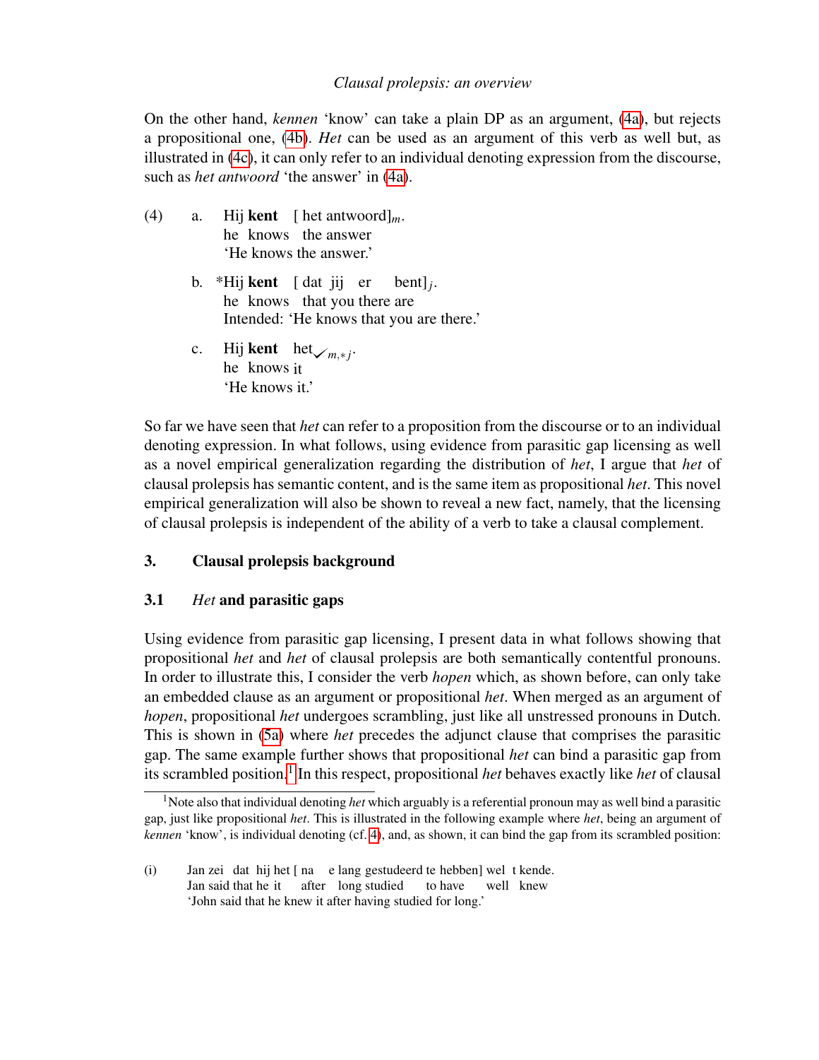On the other hand, *kennen* 'know' can take a plain DP as an argument, (4a), but rejects a propositional one, (4b). *Het* can be used as an argument of this verb as well but, as illustrated in (4c), it can only refer to an individual denoting expression from the discourse, such as *het antwoord* 'the answer' in (4a).

(4) a. Hij **kent** [ het antwoord]$_m$.
he knows the answer
'He knows the answer.'

b. *Hij **kent** [ dat jij er bent]$_j$.
he knows that you there are
Intended: 'He knows that you are there.'

c. Hij **kent** het$_{\checkmark m,*j}$.
he knows it
'He knows it.'

So far we have seen that *het* can refer to a proposition from the discourse or to an individual denoting expression. In what follows, using evidence from parasitic gap licensing as well as a novel empirical generalization regarding the distribution of *het*, I argue that *het* of clausal prolepsis has semantic content, and is the same item as propositional *het*. This novel empirical generalization will also be shown to reveal a new fact, namely, that the licensing of clausal prolepsis is independent of the ability of a verb to take a clausal complement.

## 3. Clausal prolepsis background

### 3.1 *Het* and parasitic gaps

Using evidence from parasitic gap licensing, I present data in what follows showing that propositional *het* and *het* of clausal prolepsis are both semantically contentful pronouns. In order to illustrate this, I consider the verb *hopen* which, as shown before, can only take an embedded clause as an argument or propositional *het*. When merged as an argument of *hopen*, propositional *het* undergoes scrambling, just like all unstressed pronouns in Dutch. This is shown in (5a) where *het* precedes the adjunct clause that comprises the parasitic gap. The same example further shows that propositional *het* can bind a parasitic gap from its scrambled position.[1] In this respect, propositional *het* behaves exactly like *het* of clausal

[1] Note also that individual denoting *het* which arguably is a referential pronoun may as well bind a parasitic gap, just like propositional *het*. This is illustrated in the following example where *het*, being an argument of *kennen* 'know', is individual denoting (cf. 4), and, as shown, it can bind the gap from its scrambled position:

(i) Jan zei dat hij het [ na e lang gestudeerd te hebben] wel t kende.
Jan said that he it after long studied to have well knew
'John said that he knew it after having studied for long.'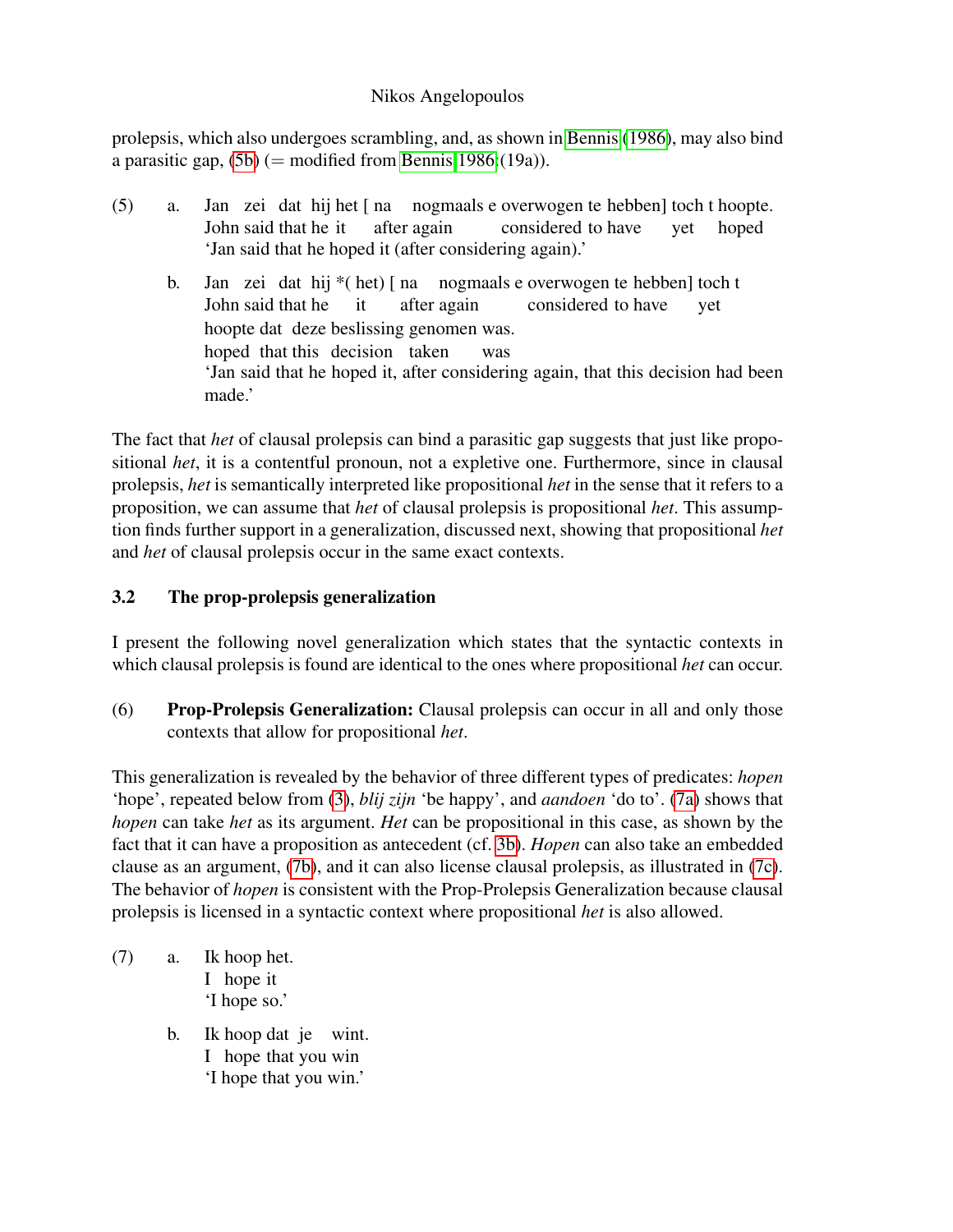prolepsis, which also undergoes scrambling, and, as shown in Bennis (1986), may also bind a parasitic gap, (5b) (= modified from Bennis 1986:(19a)).

(5) a. Jan zei dat hij het [ na nogmaals e overwogen te hebben] toch t hoopte.
   John said that he it after again considered to have yet hoped
   'Jan said that he hoped it (after considering again).'

   b. Jan zei dat hij *( het) [ na nogmaals e overwogen te hebben] toch t hoopte dat deze beslissing genomen was.
   John said that he it after again considered to have yet hoped that this decision taken was
   'Jan said that he hoped it, after considering again, that this decision had been made.'

The fact that *het* of clausal prolepsis can bind a parasitic gap suggests that just like propositional *het*, it is a contentful pronoun, not a expletive one. Furthermore, since in clausal prolepsis, *het* is semantically interpreted like propositional *het* in the sense that it refers to a proposition, we can assume that *het* of clausal prolepsis is propositional *het*. This assumption finds further support in a generalization, discussed next, showing that propositional *het* and *het* of clausal prolepsis occur in the same exact contexts.

### 3.2 The prop-prolepsis generalization

I present the following novel generalization which states that the syntactic contexts in which clausal prolepsis is found are identical to the ones where propositional *het* can occur.

(6) **Prop-Prolepsis Generalization:** Clausal prolepsis can occur in all and only those contexts that allow for propositional *het*.

This generalization is revealed by the behavior of three different types of predicates: *hopen* 'hope', repeated below from (3), *blij zijn* 'be happy', and *aandoen* 'do to'. (7a) shows that *hopen* can take *het* as its argument. *Het* can be propositional in this case, as shown by the fact that it can have a proposition as antecedent (cf. 3b). *Hopen* can also take an embedded clause as an argument, (7b), and it can also license clausal prolepsis, as illustrated in (7c). The behavior of *hopen* is consistent with the Prop-Prolepsis Generalization because clausal prolepsis is licensed in a syntactic context where propositional *het* is also allowed.

(7) a. Ik hoop het.
   I hope it
   'I hope so.'

   b. Ik hoop dat je wint.
   I hope that you win
   'I hope that you win.'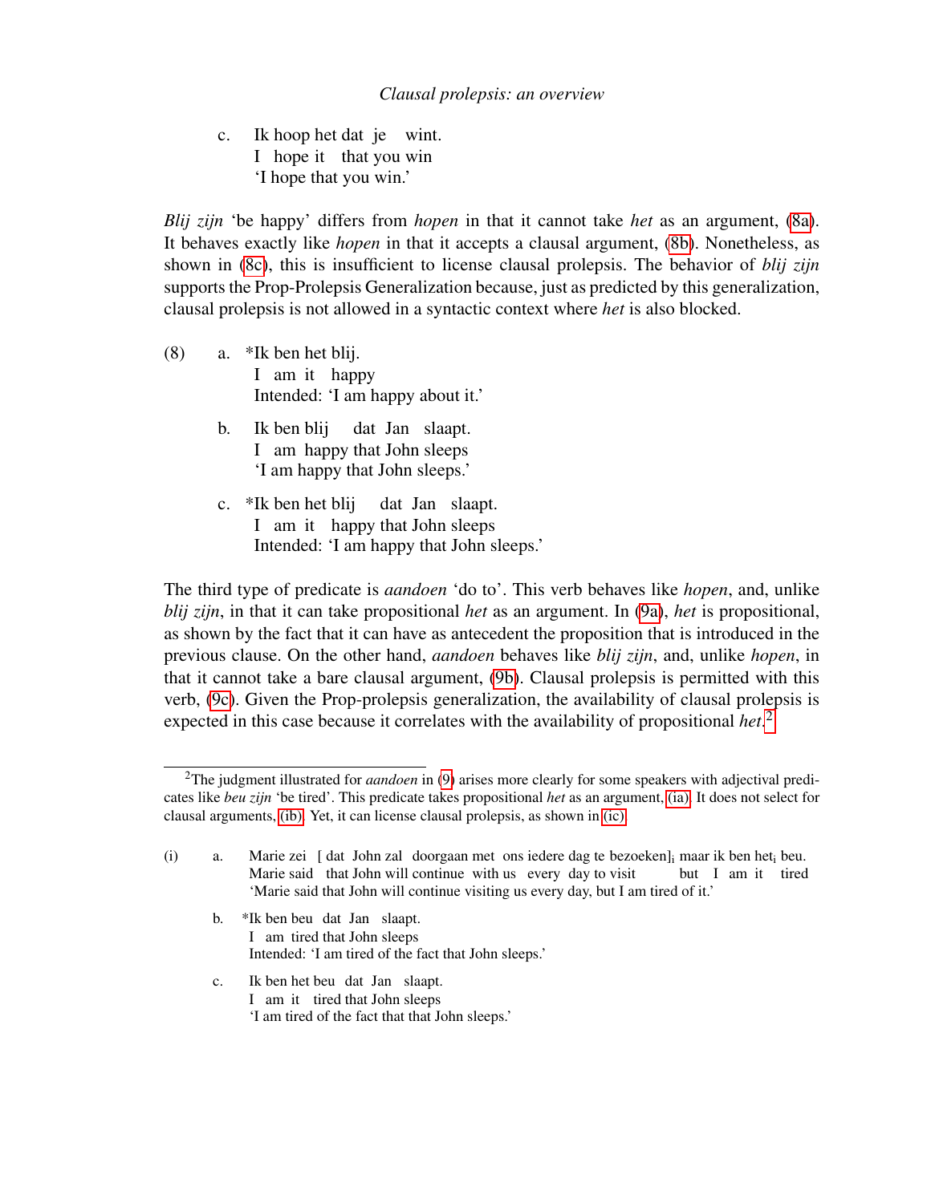c. Ik hoop het dat je wint.
   I hope it that you win
   'I hope that you win.'

*Blij zijn* 'be happy' differs from *hopen* in that it cannot take *het* as an argument, (8a). It behaves exactly like *hopen* in that it accepts a clausal argument, (8b). Nonetheless, as shown in (8c), this is insufficient to license clausal prolepsis. The behavior of *blij zijn* supports the Prop-Prolepsis Generalization because, just as predicted by this generalization, clausal prolepsis is not allowed in a syntactic context where *het* is also blocked.

(8) a. *Ik ben het blij.
   I am it happy
   Intended: 'I am happy about it.'

b. Ik ben blij dat Jan slaapt.
   I am happy that John sleeps
   'I am happy that John sleeps.'

c. *Ik ben het blij dat Jan slaapt.
   I am it happy that John sleeps
   Intended: 'I am happy that John sleeps.'

The third type of predicate is *aandoen* 'do to'. This verb behaves like *hopen*, and, unlike *blij zijn*, in that it can take propositional *het* as an argument. In (9a), *het* is propositional, as shown by the fact that it can have as antecedent the proposition that is introduced in the previous clause. On the other hand, *aandoen* behaves like *blij zijn*, and, unlike *hopen*, in that it cannot take a bare clausal argument, (9b). Clausal prolepsis is permitted with this verb, (9c). Given the Prop-prolepsis generalization, the availability of clausal prolepsis is expected in this case because it correlates with the availability of propositional *het*.[2]

---

[2] The judgment illustrated for *aandoen* in (9) arises more clearly for some speakers with adjectival predicates like *beu zijn* 'be tired'. This predicate takes propositional *het* as an argument, (ia). It does not select for clausal arguments, (ib). Yet, it can license clausal prolepsis, as shown in (ic).

(i) a. Marie zei [ dat John zal doorgaan met ons iedere dag te bezoeken]$_i$ maar ik ben het$_i$ beu.
   Marie said that John will continue with us every day to visit but I am it tired
   'Marie said that John will continue visiting us every day, but I am tired of it.'

b. *Ik ben beu dat Jan slaapt.
   I am tired that John sleeps
   Intended: 'I am tired of the fact that John sleeps.'

c. Ik ben het beu dat Jan slaapt.
   I am it tired that John sleeps
   'I am tired of the fact that that John sleeps.'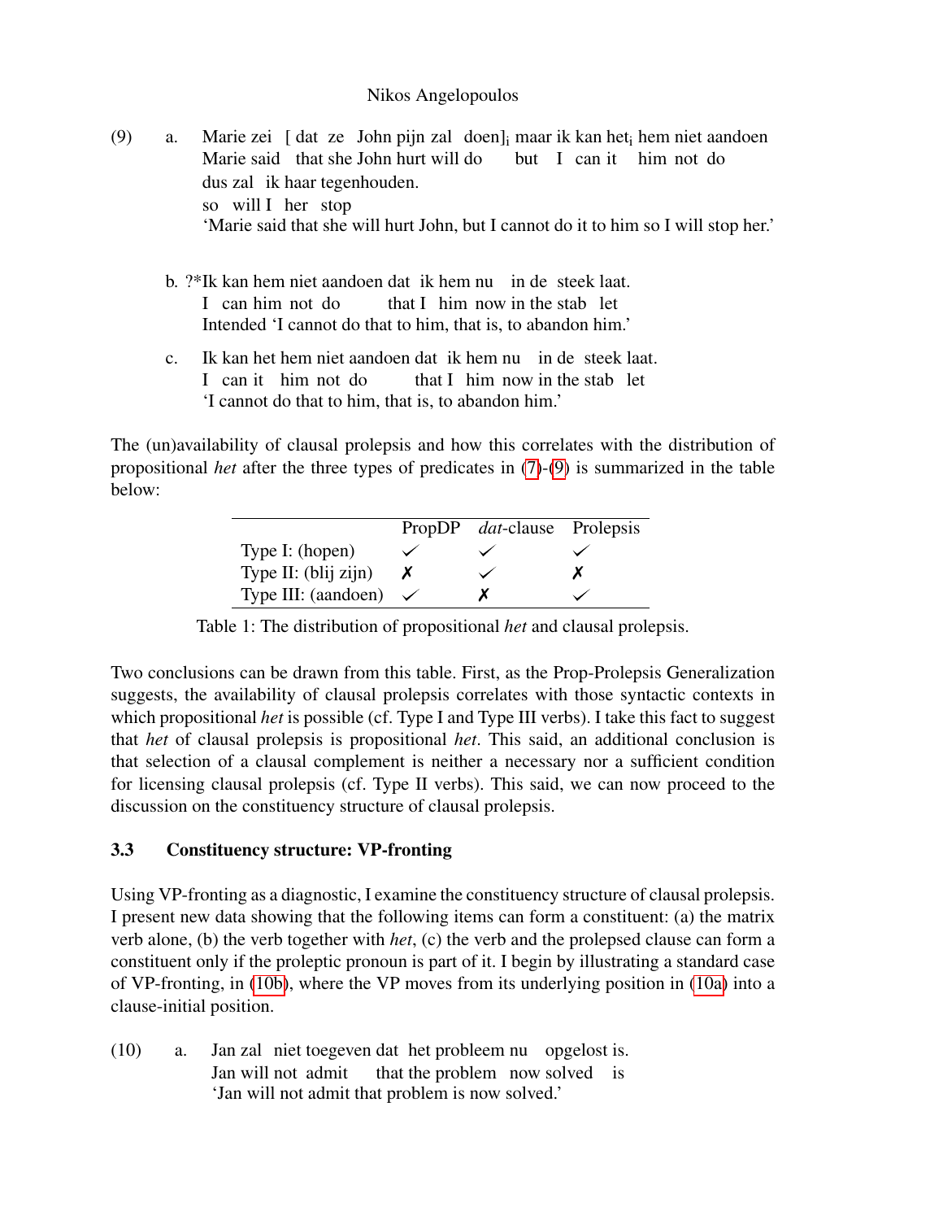(9) a. Marie zei [ dat ze John pijn zal doen]$_i$ maar ik kan het$_i$ hem niet aandoen
Marie said that she John hurt will do but I can it him not do
dus zal ik haar tegenhouden.
so will I her stop
'Marie said that she will hurt John, but I cannot do it to him so I will stop her.'

b. ?*Ik kan hem niet aandoen dat ik hem nu in de steek laat.
I can him not do that I him now in the stab let
Intended 'I cannot do that to him, that is, to abandon him.'

c. Ik kan het hem niet aandoen dat ik hem nu in de steek laat.
I can it him not do that I him now in the stab let
'I cannot do that to him, that is, to abandon him.'

The (un)availability of clausal prolepsis and how this correlates with the distribution of propositional *het* after the three types of predicates in (7)-(9) is summarized in the table below:

| | PropDP | *dat*-clause | Prolepsis |
|---|---|---|---|
| Type I: (hopen) | ✓ | ✓ | ✓ |
| Type II: (blij zijn) | ✗ | ✓ | ✗ |
| Type III: (aandoen) | ✓ | ✗ | ✓ |

Table 1: The distribution of propositional *het* and clausal prolepsis.

Two conclusions can be drawn from this table. First, as the Prop-Prolepsis Generalization suggests, the availability of clausal prolepsis correlates with those syntactic contexts in which propositional *het* is possible (cf. Type I and Type III verbs). I take this fact to suggest that *het* of clausal prolepsis is propositional *het*. This said, an additional conclusion is that selection of a clausal complement is neither a necessary nor a sufficient condition for licensing clausal prolepsis (cf. Type II verbs). This said, we can now proceed to the discussion on the constituency structure of clausal prolepsis.

### 3.3 Constituency structure: VP-fronting

Using VP-fronting as a diagnostic, I examine the constituency structure of clausal prolepsis. I present new data showing that the following items can form a constituent: (a) the matrix verb alone, (b) the verb together with *het*, (c) the verb and the prolepsed clause can form a constituent only if the proleptic pronoun is part of it. I begin by illustrating a standard case of VP-fronting, in (10b), where the VP moves from its underlying position in (10a) into a clause-initial position.

(10) a. Jan zal niet toegeven dat het probleem nu opgelost is.
Jan will not admit that the problem now solved is
'Jan will not admit that problem is now solved.'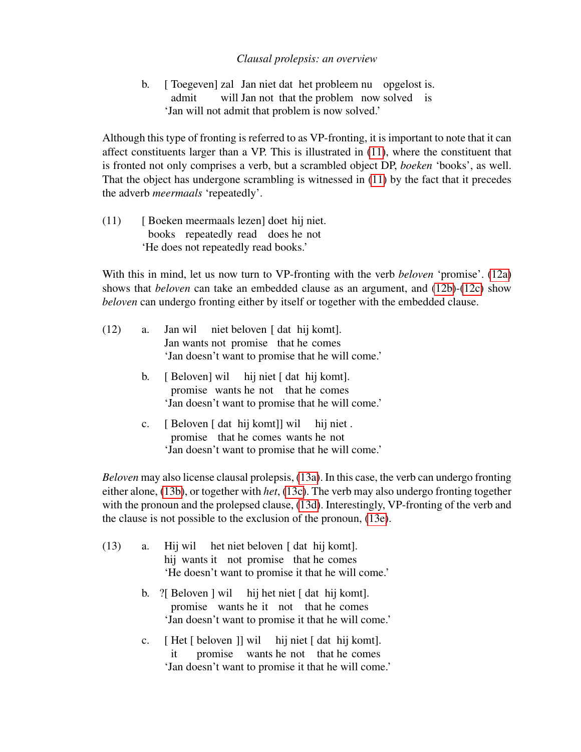b. [ Toegeven] zal Jan niet dat het probleem nu opgelost is.  
   admit will Jan not that the problem now solved is  
   'Jan will not admit that problem is now solved.'

Although this type of fronting is referred to as VP-fronting, it is important to note that it can affect constituents larger than a VP. This is illustrated in (11), where the constituent that is fronted not only comprises a verb, but a scrambled object DP, *boeken* 'books', as well. That the object has undergone scrambling is witnessed in (11) by the fact that it precedes the adverb *meermaals* 'repeatedly'.

(11) [ Boeken meermaals lezen] doet hij niet.  
   books repeatedly read does he not  
   'He does not repeatedly read books.'

With this in mind, let us now turn to VP-fronting with the verb *beloven* 'promise'. (12a) shows that *beloven* can take an embedded clause as an argument, and (12b)-(12c) show *beloven* can undergo fronting either by itself or together with the embedded clause.

(12) a. Jan wil niet beloven [ dat hij komt].  
   Jan wants not promise that he comes  
   'Jan doesn't want to promise that he will come.'

b. [ Beloven] wil hij niet [ dat hij komt].  
   promise wants he not that he comes  
   'Jan doesn't want to promise that he will come.'

c. [ Beloven [ dat hij komt]] wil hij niet .  
   promise that he comes wants he not  
   'Jan doesn't want to promise that he will come.'

*Beloven* may also license clausal prolepsis, (13a). In this case, the verb can undergo fronting either alone, (13b), or together with *het*, (13c). The verb may also undergo fronting together with the pronoun and the prolepsed clause, (13d). Interestingly, VP-fronting of the verb and the clause is not possible to the exclusion of the pronoun, (13e).

(13) a. Hij wil het niet beloven [ dat hij komt].  
   hij wants it not promise that he comes  
   'He doesn't want to promise it that he will come.'

b. ?[ Beloven ] wil hij het niet [ dat hij komt].  
   promise wants he it not that he comes  
   'Jan doesn't want to promise it that he will come.'

c. [ Het [ beloven ]] wil hij niet [ dat hij komt].  
   it promise wants he not that he comes  
   'Jan doesn't want to promise it that he will come.'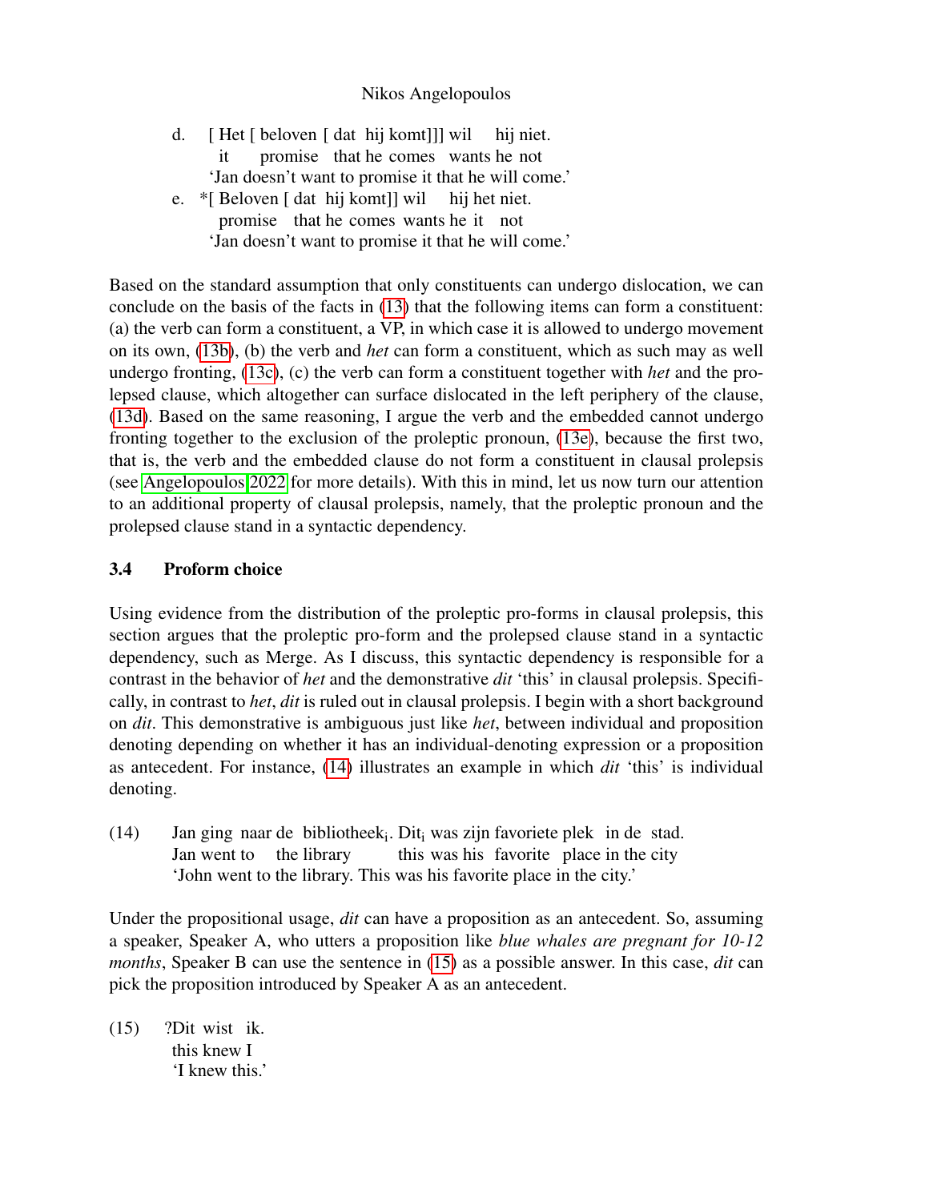d. [ Het [ beloven [ dat hij komt]]] wil hij niet.
   it promise that he comes wants he not
   'Jan doesn't want to promise it that he will come.'

e. *[ Beloven [ dat hij komt]] wil hij het niet.
   promise that he comes wants he it not
   'Jan doesn't want to promise it that he will come.'

Based on the standard assumption that only constituents can undergo dislocation, we can conclude on the basis of the facts in (13) that the following items can form a constituent: (a) the verb can form a constituent, a VP, in which case it is allowed to undergo movement on its own, (13b), (b) the verb and *het* can form a constituent, which as such may as well undergo fronting, (13c), (c) the verb can form a constituent together with *het* and the prolepsed clause, which altogether can surface dislocated in the left periphery of the clause, (13d). Based on the same reasoning, I argue the verb and the embedded cannot undergo fronting together to the exclusion of the proleptic pronoun, (13e), because the first two, that is, the verb and the embedded clause do not form a constituent in clausal prolepsis (see Angelopoulos 2022 for more details). With this in mind, let us now turn our attention to an additional property of clausal prolepsis, namely, that the proleptic pronoun and the prolepsed clause stand in a syntactic dependency.

### 3.4 Proform choice

Using evidence from the distribution of the proleptic pro-forms in clausal prolepsis, this section argues that the proleptic pro-form and the prolepsed clause stand in a syntactic dependency, such as Merge. As I discuss, this syntactic dependency is responsible for a contrast in the behavior of *het* and the demonstrative *dit* 'this' in clausal prolepsis. Specifically, in contrast to *het*, *dit* is ruled out in clausal prolepsis. I begin with a short background on *dit*. This demonstrative is ambiguous just like *het*, between individual and proposition denoting depending on whether it has an individual-denoting expression or a proposition as antecedent. For instance, (14) illustrates an example in which *dit* 'this' is individual denoting.

(14) Jan ging naar de bibliotheek$_i$. Dit$_i$ was zijn favoriete plek in de stad.
   Jan went to the library this was his favorite place in the city
   'John went to the library. This was his favorite place in the city.'

Under the propositional usage, *dit* can have a proposition as an antecedent. So, assuming a speaker, Speaker A, who utters a proposition like *blue whales are pregnant for 10-12 months*, Speaker B can use the sentence in (15) as a possible answer. In this case, *dit* can pick the proposition introduced by Speaker A as an antecedent.

(15) ?Dit wist ik.
   this knew I
   'I knew this.'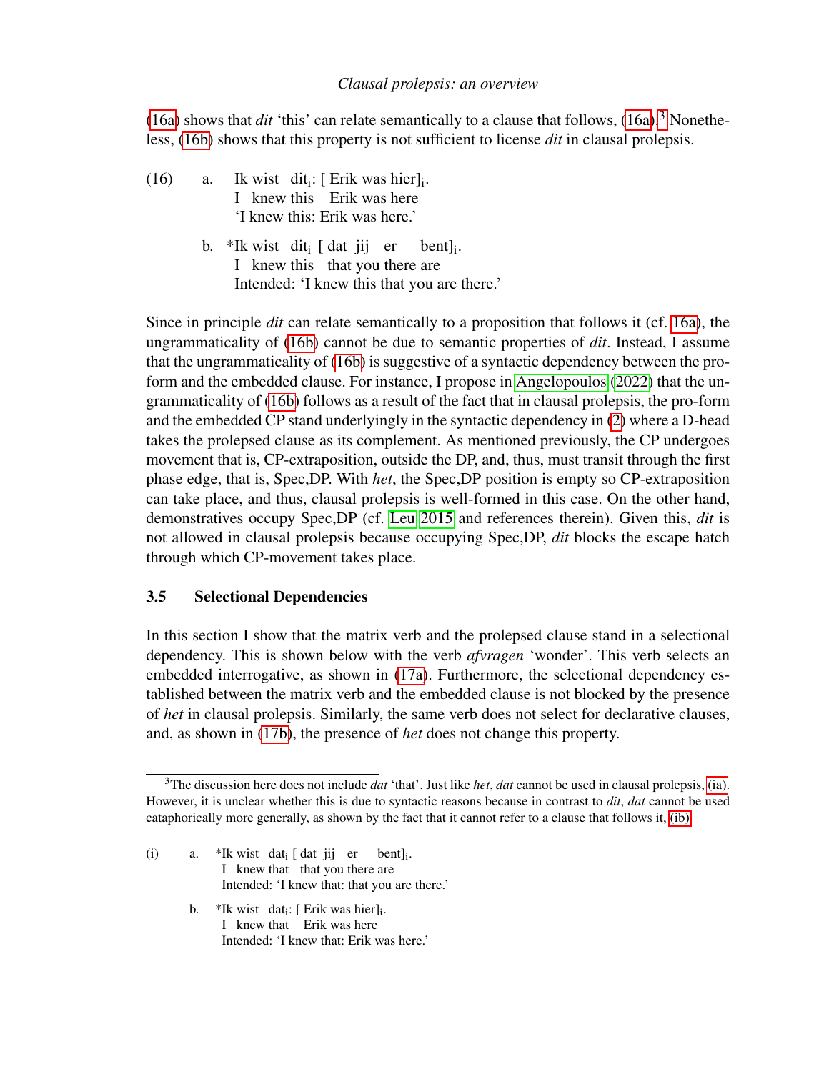(16a) shows that *dit* 'this' can relate semantically to a clause that follows, (16a).[3] Nonetheless, (16b) shows that this property is not sufficient to license *dit* in clausal prolepsis.

(16) a. Ik wist dit$_i$: [ Erik was hier]$_i$.
I knew this Erik was here
'I knew this: Erik was here.'

b. *Ik wist dit$_i$ [ dat jij er bent]$_i$.
I knew this that you there are
Intended: 'I knew this that you are there.'

Since in principle *dit* can relate semantically to a proposition that follows it (cf. 16a), the ungrammaticality of (16b) cannot be due to semantic properties of *dit*. Instead, I assume that the ungrammaticality of (16b) is suggestive of a syntactic dependency between the pro-form and the embedded clause. For instance, I propose in Angelopoulos (2022) that the ungrammaticality of (16b) follows as a result of the fact that in clausal prolepsis, the pro-form and the embedded CP stand underlyingly in the syntactic dependency in (2) where a D-head takes the prolepsed clause as its complement. As mentioned previously, the CP undergoes movement that is, CP-extraposition, outside the DP, and, thus, must transit through the first phase edge, that is, Spec,DP. With *het*, the Spec,DP position is empty so CP-extraposition can take place, and thus, clausal prolepsis is well-formed in this case. On the other hand, demonstratives occupy Spec,DP (cf. Leu 2015 and references therein). Given this, *dit* is not allowed in clausal prolepsis because occupying Spec,DP, *dit* blocks the escape hatch through which CP-movement takes place.

### 3.5 Selectional Dependencies

In this section I show that the matrix verb and the prolepsed clause stand in a selectional dependency. This is shown below with the verb *afvragen* 'wonder'. This verb selects an embedded interrogative, as shown in (17a). Furthermore, the selectional dependency established between the matrix verb and the embedded clause is not blocked by the presence of *het* in clausal prolepsis. Similarly, the same verb does not select for declarative clauses, and, as shown in (17b), the presence of *het* does not change this property.

---

[3] The discussion here does not include *dat* 'that'. Just like *het*, *dat* cannot be used in clausal prolepsis, (ia). However, it is unclear whether this is due to syntactic reasons because in contrast to *dit*, *dat* cannot be used cataphorically more generally, as shown by the fact that it cannot refer to a clause that follows it, (ib).

(i) a. *Ik wist dat$_i$ [ dat jij er bent]$_i$.
I knew that that you there are
Intended: 'I knew that: that you are there.'

b. *Ik wist dat$_i$: [ Erik was hier]$_i$.
I knew that Erik was here
Intended: 'I knew that: Erik was here.'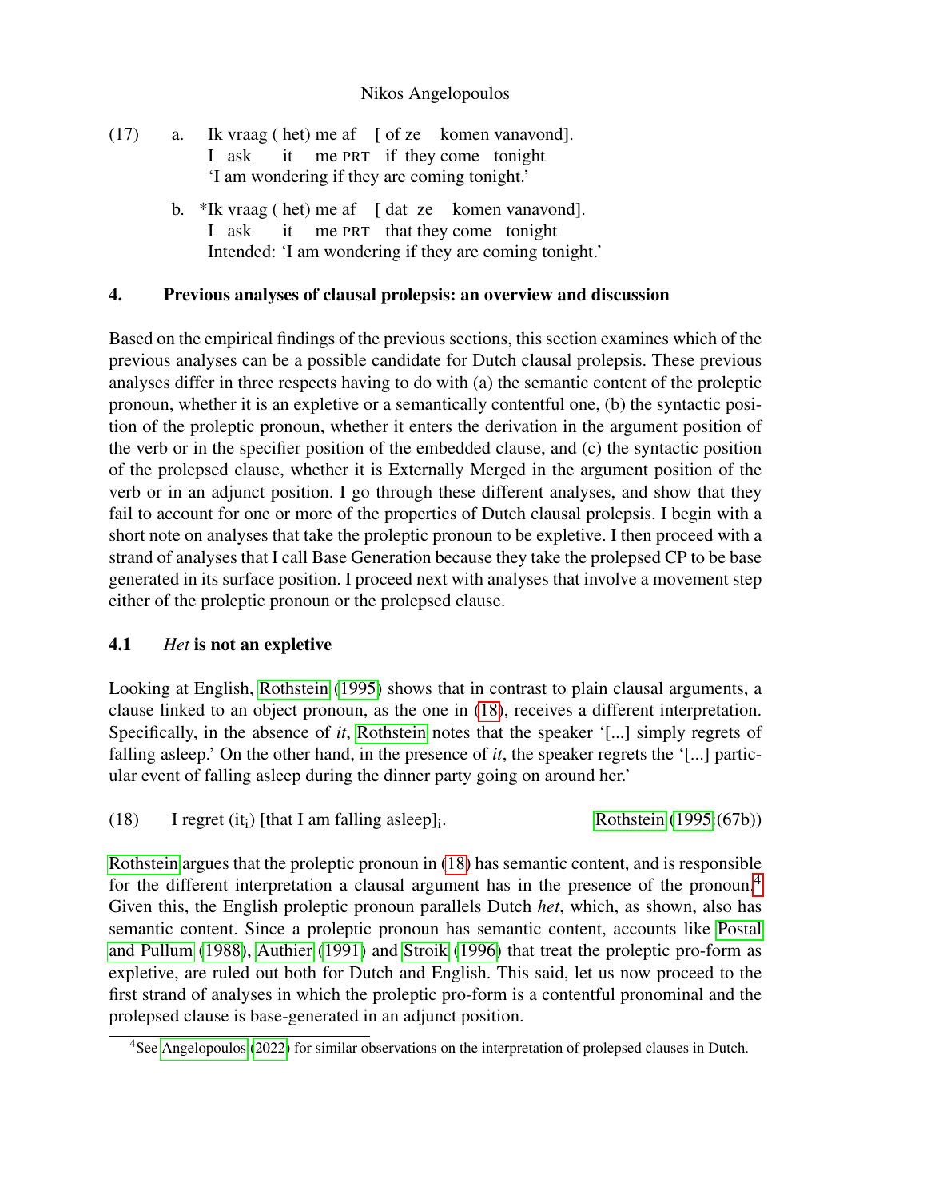(17) a. Ik vraag ( het) me af [ of ze komen vanavond].  
I ask it me PRT if they come tonight  
'I am wondering if they are coming tonight.'

b. *Ik vraag ( het) me af [ dat ze komen vanavond].  
I ask it me PRT that they come tonight  
Intended: 'I am wondering if they are coming tonight.'

## 4. Previous analyses of clausal prolepsis: an overview and discussion

Based on the empirical findings of the previous sections, this section examines which of the previous analyses can be a possible candidate for Dutch clausal prolepsis. These previous analyses differ in three respects having to do with (a) the semantic content of the proleptic pronoun, whether it is an expletive or a semantically contentful one, (b) the syntactic position of the proleptic pronoun, whether it enters the derivation in the argument position of the verb or in the specifier position of the embedded clause, and (c) the syntactic position of the prolepsed clause, whether it is Externally Merged in the argument position of the verb or in an adjunct position. I go through these different analyses, and show that they fail to account for one or more of the properties of Dutch clausal prolepsis. I begin with a short note on analyses that take the proleptic pronoun to be expletive. I then proceed with a strand of analyses that I call Base Generation because they take the prolepsed CP to be base generated in its surface position. I proceed next with analyses that involve a movement step either of the proleptic pronoun or the prolepsed clause.

### 4.1 *Het* is not an expletive

Looking at English, Rothstein (1995) shows that in contrast to plain clausal arguments, a clause linked to an object pronoun, as the one in (18), receives a different interpretation. Specifically, in the absence of *it*, Rothstein notes that the speaker '[...] simply regrets of falling asleep.' On the other hand, in the presence of *it*, the speaker regrets the '[...] particular event of falling asleep during the dinner party going on around her.'

(18) I regret ($\text{it}_\text{i}$) [that I am falling asleep]$_\text{i}$. Rothstein (1995:(67b))

Rothstein argues that the proleptic pronoun in (18) has semantic content, and is responsible for the different interpretation a clausal argument has in the presence of the pronoun.[4] Given this, the English proleptic pronoun parallels Dutch *het*, which, as shown, also has semantic content. Since a proleptic pronoun has semantic content, accounts like Postal and Pullum (1988), Authier (1991) and Stroik (1996) that treat the proleptic pro-form as expletive, are ruled out both for Dutch and English. This said, let us now proceed to the first strand of analyses in which the proleptic pro-form is a contentful pronominal and the prolepsed clause is base-generated in an adjunct position.

[4] See Angelopoulos (2022) for similar observations on the interpretation of prolepsed clauses in Dutch.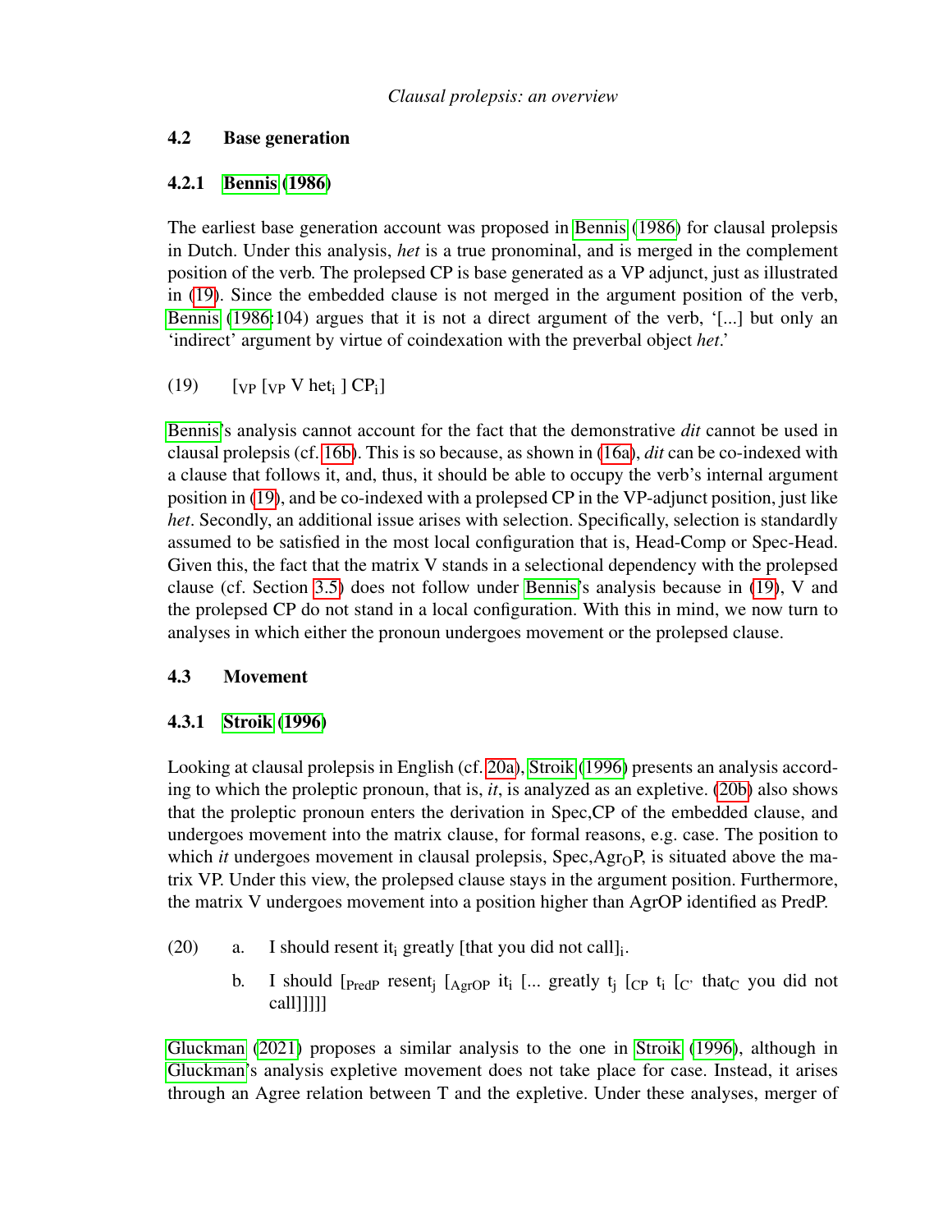### 4.2 Base generation

#### 4.2.1 Bennis (1986)

The earliest base generation account was proposed in Bennis (1986) for clausal prolepsis in Dutch. Under this analysis, *het* is a true pronominal, and is merged in the complement position of the verb. The prolepsed CP is base generated as a VP adjunct, just as illustrated in (19). Since the embedded clause is not merged in the argument position of the verb, Bennis (1986:104) argues that it is not a direct argument of the verb, '[...] but only an 'indirect' argument by virtue of coindexation with the preverbal object *het*.'

(19) $[_{VP}$ $[_{VP}$ V het$_i$ ] CP$_i$]

Bennis's analysis cannot account for the fact that the demonstrative *dit* cannot be used in clausal prolepsis (cf. 16b). This is so because, as shown in (16a), *dit* can be co-indexed with a clause that follows it, and, thus, it should be able to occupy the verb's internal argument position in (19), and be co-indexed with a prolepsed CP in the VP-adjunct position, just like *het*. Secondly, an additional issue arises with selection. Specifically, selection is standardly assumed to be satisfied in the most local configuration that is, Head-Comp or Spec-Head. Given this, the fact that the matrix V stands in a selectional dependency with the prolepsed clause (cf. Section 3.5) does not follow under Bennis's analysis because in (19), V and the prolepsed CP do not stand in a local configuration. With this in mind, we now turn to analyses in which either the pronoun undergoes movement or the prolepsed clause.

### 4.3 Movement

#### 4.3.1 Stroik (1996)

Looking at clausal prolepsis in English (cf. 20a), Stroik (1996) presents an analysis according to which the proleptic pronoun, that is, *it*, is analyzed as an expletive. (20b) also shows that the proleptic pronoun enters the derivation in Spec,CP of the embedded clause, and undergoes movement into the matrix clause, for formal reasons, e.g. case. The position to which *it* undergoes movement in clausal prolepsis, Spec,Agr$_O$P, is situated above the matrix VP. Under this view, the prolepsed clause stays in the argument position. Furthermore, the matrix V undergoes movement into a position higher than AgrOP identified as PredP.

(20) a. I should resent it$_i$ greatly [that you did not call]$_i$.

b. I should $[_{PredP}$ resent$_j$ $[_{AgrOP}$ it$_i$ [... greatly t$_j$ $[_{CP}$ t$_i$ $[_{C'}$ that$_C$ you did not call]]]]]

Gluckman (2021) proposes a similar analysis to the one in Stroik (1996), although in Gluckman's analysis expletive movement does not take place for case. Instead, it arises through an Agree relation between T and the expletive. Under these analyses, merger of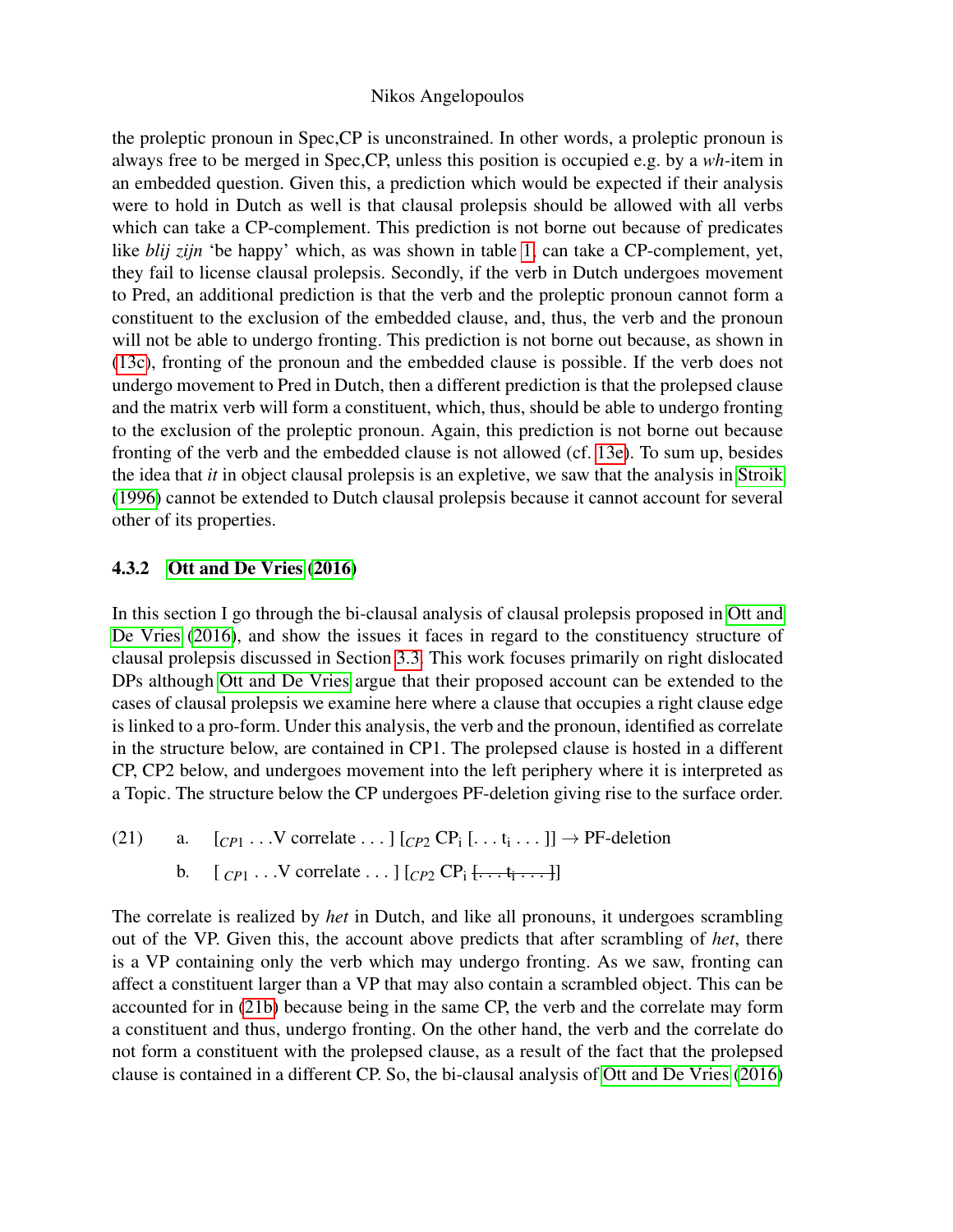the proleptic pronoun in Spec,CP is unconstrained. In other words, a proleptic pronoun is always free to be merged in Spec,CP, unless this position is occupied e.g. by a *wh*-item in an embedded question. Given this, a prediction which would be expected if their analysis were to hold in Dutch as well is that clausal prolepsis should be allowed with all verbs which can take a CP-complement. This prediction is not borne out because of predicates like *blij zijn* 'be happy' which, as was shown in table 1, can take a CP-complement, yet, they fail to license clausal prolepsis. Secondly, if the verb in Dutch undergoes movement to Pred, an additional prediction is that the verb and the proleptic pronoun cannot form a constituent to the exclusion of the embedded clause, and, thus, the verb and the pronoun will not be able to undergo fronting. This prediction is not borne out because, as shown in (13c), fronting of the pronoun and the embedded clause is possible. If the verb does not undergo movement to Pred in Dutch, then a different prediction is that the prolepsed clause and the matrix verb will form a constituent, which, thus, should be able to undergo fronting to the exclusion of the proleptic pronoun. Again, this prediction is not borne out because fronting of the verb and the embedded clause is not allowed (cf. 13e). To sum up, besides the idea that *it* in object clausal prolepsis is an expletive, we saw that the analysis in Stroik (1996) cannot be extended to Dutch clausal prolepsis because it cannot account for several other of its properties.

### 4.3.2 Ott and De Vries (2016)

In this section I go through the bi-clausal analysis of clausal prolepsis proposed in Ott and De Vries (2016), and show the issues it faces in regard to the constituency structure of clausal prolepsis discussed in Section 3.3. This work focuses primarily on right dislocated DPs although Ott and De Vries argue that their proposed account can be extended to the cases of clausal prolepsis we examine here where a clause that occupies a right clause edge is linked to a pro-form. Under this analysis, the verb and the pronoun, identified as correlate in the structure below, are contained in CP1. The prolepsed clause is hosted in a different CP, CP2 below, and undergoes movement into the left periphery where it is interpreted as a Topic. The structure below the CP undergoes PF-deletion giving rise to the surface order.

(21) a. $[_{CP1}$ . . . V correlate . . . $]$ $[_{CP2}$ $CP_i$ $[$ . . . $t_i$ . . . $]]$ $\rightarrow$ PF-deletion

b. $[_{CP1}$ . . . V correlate . . . $]$ $[_{CP2}$ $CP_i$ ~~[. . . $t_i$ . . . ]~~$]$

The correlate is realized by *het* in Dutch, and like all pronouns, it undergoes scrambling out of the VP. Given this, the account above predicts that after scrambling of *het*, there is a VP containing only the verb which may undergo fronting. As we saw, fronting can affect a constituent larger than a VP that may also contain a scrambled object. This can be accounted for in (21b) because being in the same CP, the verb and the correlate may form a constituent and thus, undergo fronting. On the other hand, the verb and the correlate do not form a constituent with the prolepsed clause, as a result of the fact that the prolepsed clause is contained in a different CP. So, the bi-clausal analysis of Ott and De Vries (2016)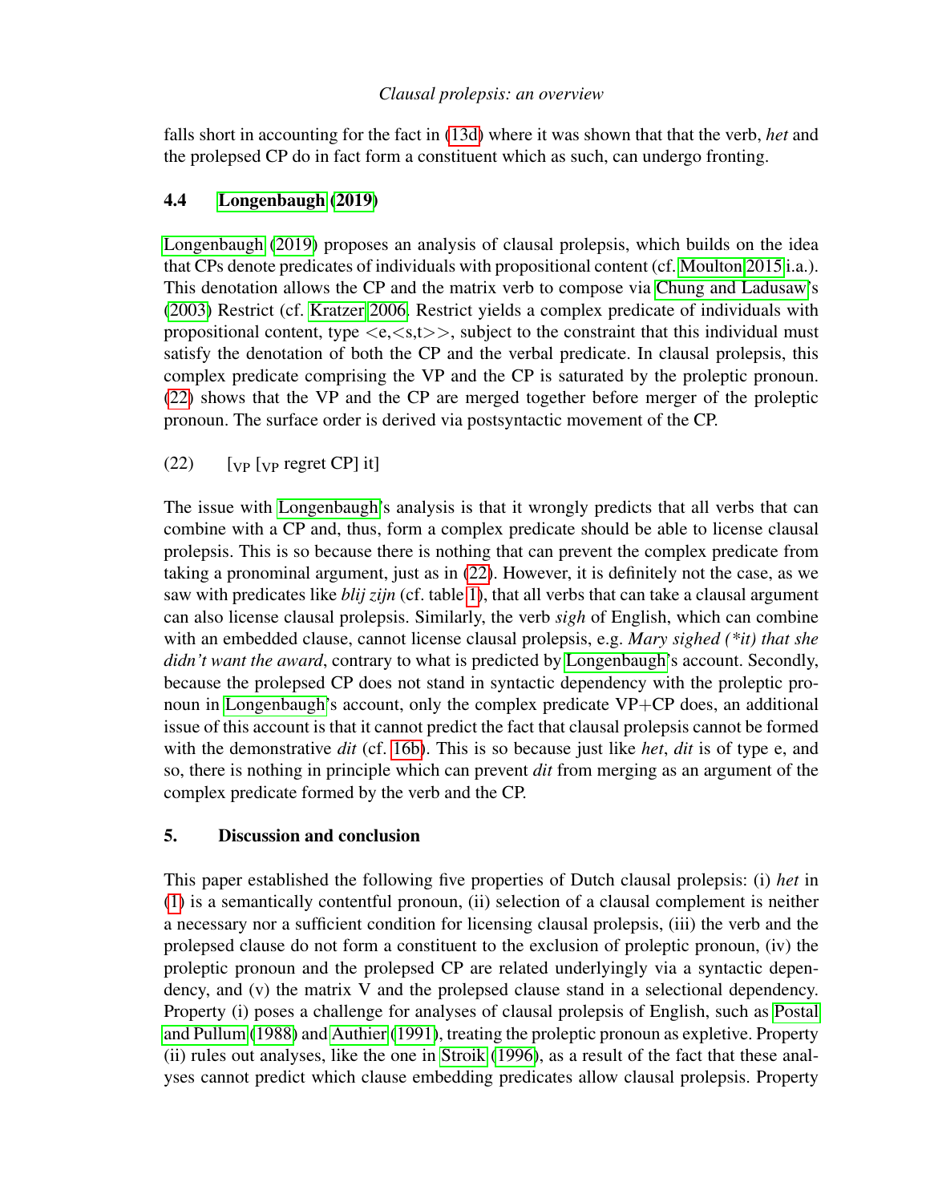falls short in accounting for the fact in (13d) where it was shown that that the verb, *het* and the prolepsed CP do in fact form a constituent which as such, can undergo fronting.

### 4.4 Longenbaugh (2019)

Longenbaugh (2019) proposes an analysis of clausal prolepsis, which builds on the idea that CPs denote predicates of individuals with propositional content (cf. Moulton 2015 i.a.). This denotation allows the CP and the matrix verb to compose via Chung and Ladusaw's (2003) Restrict (cf. Kratzer 2006. Restrict yields a complex predicate of individuals with propositional content, type <e,<s,t>>, subject to the constraint that this individual must satisfy the denotation of both the CP and the verbal predicate. In clausal prolepsis, this complex predicate comprising the VP and the CP is saturated by the proleptic pronoun. (22) shows that the VP and the CP are merged together before merger of the proleptic pronoun. The surface order is derived via postsyntactic movement of the CP.

(22) $[_{VP}$ $[_{VP}$ regret CP] it]

The issue with Longenbaugh's analysis is that it wrongly predicts that all verbs that can combine with a CP and, thus, form a complex predicate should be able to license clausal prolepsis. This is so because there is nothing that can prevent the complex predicate from taking a pronominal argument, just as in (22). However, it is definitely not the case, as we saw with predicates like *blij zijn* (cf. table 1), that all verbs that can take a clausal argument can also license clausal prolepsis. Similarly, the verb *sigh* of English, which can combine with an embedded clause, cannot license clausal prolepsis, e.g. *Mary sighed (\*it) that she didn't want the award*, contrary to what is predicted by Longenbaugh's account. Secondly, because the prolepsed CP does not stand in syntactic dependency with the proleptic pronoun in Longenbaugh's account, only the complex predicate VP+CP does, an additional issue of this account is that it cannot predict the fact that clausal prolepsis cannot be formed with the demonstrative *dit* (cf. 16b). This is so because just like *het*, *dit* is of type e, and so, there is nothing in principle which can prevent *dit* from merging as an argument of the complex predicate formed by the verb and the CP.

## 5. Discussion and conclusion

This paper established the following five properties of Dutch clausal prolepsis: (i) *het* in (1) is a semantically contentful pronoun, (ii) selection of a clausal complement is neither a necessary nor a sufficient condition for licensing clausal prolepsis, (iii) the verb and the prolepsed clause do not form a constituent to the exclusion of proleptic pronoun, (iv) the proleptic pronoun and the prolepsed CP are related underlyingly via a syntactic dependency, and (v) the matrix V and the prolepsed clause stand in a selectional dependency. Property (i) poses a challenge for analyses of clausal prolepsis of English, such as Postal and Pullum (1988) and Authier (1991), treating the proleptic pronoun as expletive. Property (ii) rules out analyses, like the one in Stroik (1996), as a result of the fact that these analyses cannot predict which clause embedding predicates allow clausal prolepsis. Property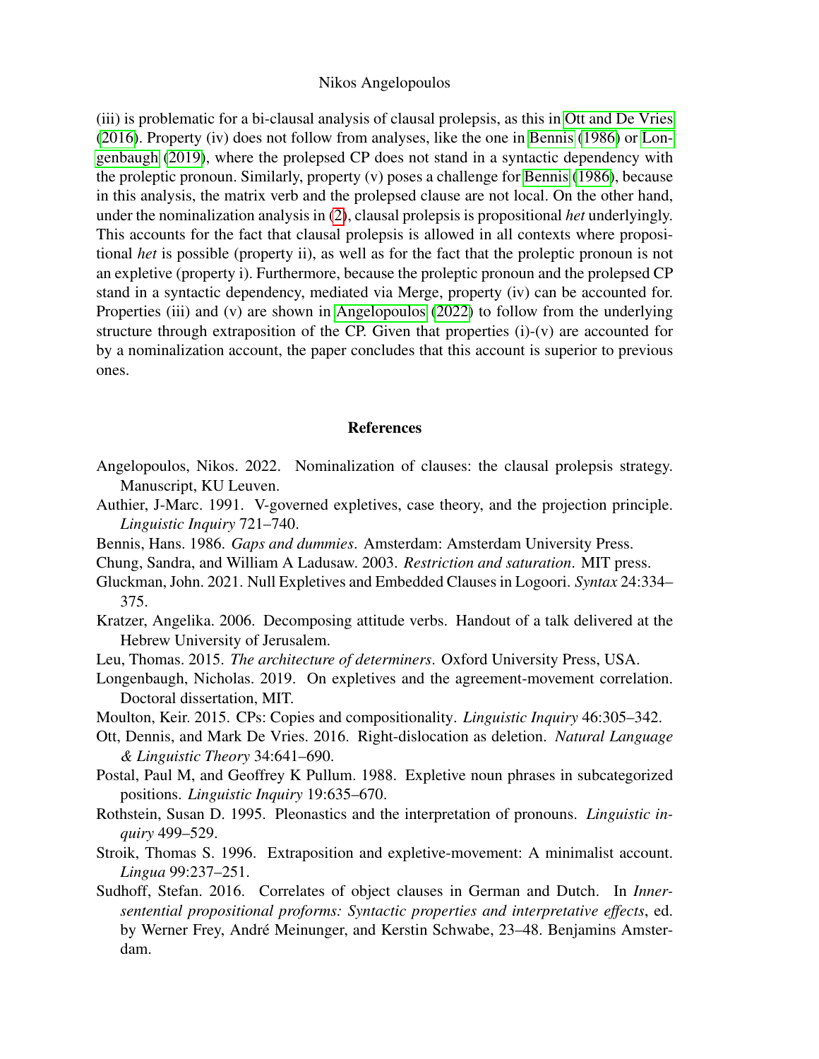(iii) is problematic for a bi-clausal analysis of clausal prolepsis, as this in Ott and De Vries (2016). Property (iv) does not follow from analyses, like the one in Bennis (1986) or Longenbaugh (2019), where the prolepsed CP does not stand in a syntactic dependency with the proleptic pronoun. Similarly, property (v) poses a challenge for Bennis (1986), because in this analysis, the matrix verb and the prolepsed clause are not local. On the other hand, under the nominalization analysis in (2), clausal prolepsis is propositional *het* underlyingly. This accounts for the fact that clausal prolepsis is allowed in all contexts where propositional *het* is possible (property ii), as well as for the fact that the proleptic pronoun is not an expletive (property i). Furthermore, because the proleptic pronoun and the prolepsed CP stand in a syntactic dependency, mediated via Merge, property (iv) can be accounted for. Properties (iii) and (v) are shown in Angelopoulos (2022) to follow from the underlying structure through extraposition of the CP. Given that properties (i)-(v) are accounted for by a nominalization account, the paper concludes that this account is superior to previous ones.

## References

Angelopoulos, Nikos. 2022. Nominalization of clauses: the clausal prolepsis strategy. Manuscript, KU Leuven.

Authier, J-Marc. 1991. V-governed expletives, case theory, and the projection principle. *Linguistic Inquiry* 721–740.

Bennis, Hans. 1986. *Gaps and dummies*. Amsterdam: Amsterdam University Press.

Chung, Sandra, and William A Ladusaw. 2003. *Restriction and saturation*. MIT press.

Gluckman, John. 2021. Null Expletives and Embedded Clauses in Logoori. *Syntax* 24:334–375.

Kratzer, Angelika. 2006. Decomposing attitude verbs. Handout of a talk delivered at the Hebrew University of Jerusalem.

Leu, Thomas. 2015. *The architecture of determiners*. Oxford University Press, USA.

Longenbaugh, Nicholas. 2019. On expletives and the agreement-movement correlation. Doctoral dissertation, MIT.

Moulton, Keir. 2015. CPs: Copies and compositionality. *Linguistic Inquiry* 46:305–342.

Ott, Dennis, and Mark De Vries. 2016. Right-dislocation as deletion. *Natural Language & Linguistic Theory* 34:641–690.

Postal, Paul M, and Geoffrey K Pullum. 1988. Expletive noun phrases in subcategorized positions. *Linguistic Inquiry* 19:635–670.

Rothstein, Susan D. 1995. Pleonastics and the interpretation of pronouns. *Linguistic inquiry* 499–529.

Stroik, Thomas S. 1996. Extraposition and expletive-movement: A minimalist account. *Lingua* 99:237–251.

Sudhoff, Stefan. 2016. Correlates of object clauses in German and Dutch. In *Inner-sentential propositional proforms: Syntactic properties and interpretative effects*, ed. by Werner Frey, André Meinunger, and Kerstin Schwabe, 23–48. Benjamins Amsterdam.